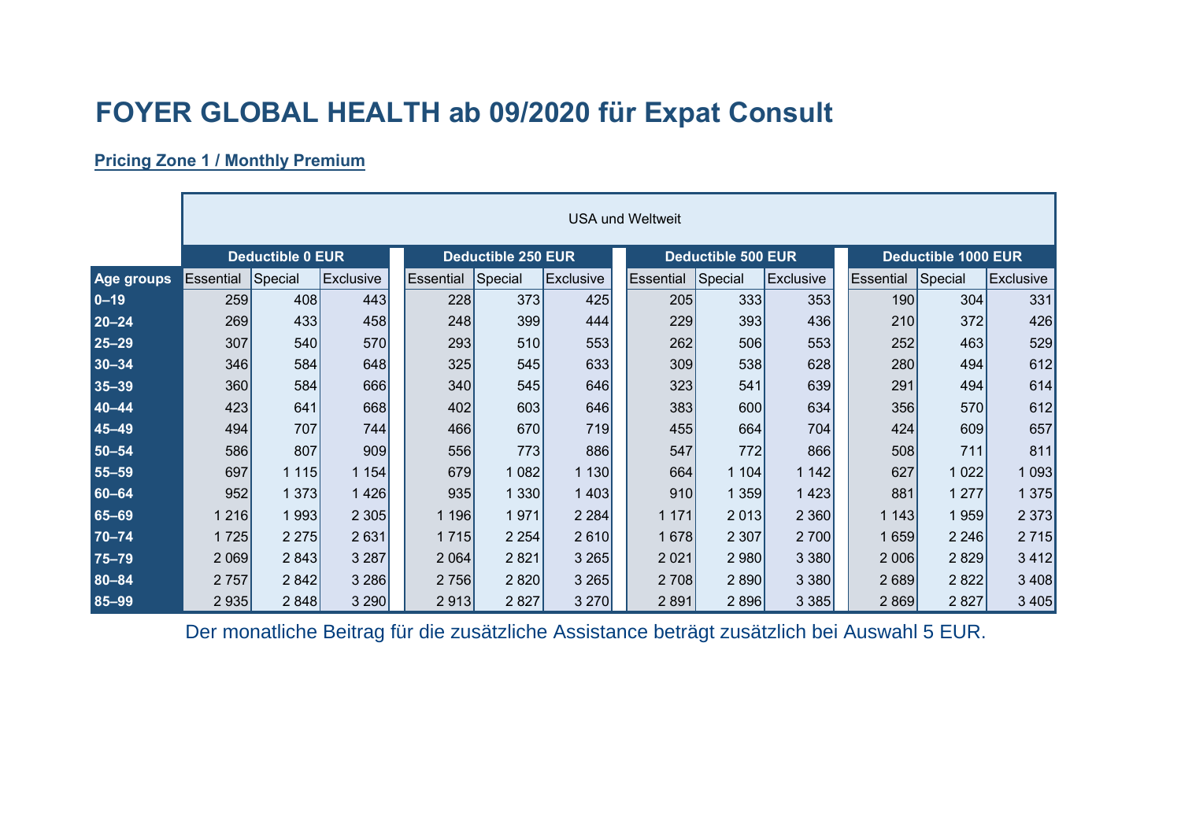# FOYER GLOBAL HEALTH ab 09/2020 für Expat Consult

**Pricing Zone 1 / Monthly Premium**

| | USA und Weltweit | | | | | | | | | | | |
|---|---|---|---|---|---|---|---|---|---|---|---|---|
| | Deductible 0 EUR | | | Deductible 250 EUR | | | Deductible 500 EUR | | | Deductible 1000 EUR | | |
| Age groups | Essential | Special | Exclusive | Essential | Special | Exclusive | Essential | Special | Exclusive | Essential | Special | Exclusive |
| 0–19 | 259 | 408 | 443 | 228 | 373 | 425 | 205 | 333 | 353 | 190 | 304 | 331 |
| 20–24 | 269 | 433 | 458 | 248 | 399 | 444 | 229 | 393 | 436 | 210 | 372 | 426 |
| 25–29 | 307 | 540 | 570 | 293 | 510 | 553 | 262 | 506 | 553 | 252 | 463 | 529 |
| 30–34 | 346 | 584 | 648 | 325 | 545 | 633 | 309 | 538 | 628 | 280 | 494 | 612 |
| 35–39 | 360 | 584 | 666 | 340 | 545 | 646 | 323 | 541 | 639 | 291 | 494 | 614 |
| 40–44 | 423 | 641 | 668 | 402 | 603 | 646 | 383 | 600 | 634 | 356 | 570 | 612 |
| 45–49 | 494 | 707 | 744 | 466 | 670 | 719 | 455 | 664 | 704 | 424 | 609 | 657 |
| 50–54 | 586 | 807 | 909 | 556 | 773 | 886 | 547 | 772 | 866 | 508 | 711 | 811 |
| 55–59 | 697 | 1 115 | 1 154 | 679 | 1 082 | 1 130 | 664 | 1 104 | 1 142 | 627 | 1 022 | 1 093 |
| 60–64 | 952 | 1 373 | 1 426 | 935 | 1 330 | 1 403 | 910 | 1 359 | 1 423 | 881 | 1 277 | 1 375 |
| 65–69 | 1 216 | 1 993 | 2 305 | 1 196 | 1 971 | 2 284 | 1 171 | 2 013 | 2 360 | 1 143 | 1 959 | 2 373 |
| 70–74 | 1 725 | 2 275 | 2 631 | 1 715 | 2 254 | 2 610 | 1 678 | 2 307 | 2 700 | 1 659 | 2 246 | 2 715 |
| 75–79 | 2 069 | 2 843 | 3 287 | 2 064 | 2 821 | 3 265 | 2 021 | 2 980 | 3 380 | 2 006 | 2 829 | 3 412 |
| 80–84 | 2 757 | 2 842 | 3 286 | 2 756 | 2 820 | 3 265 | 2 708 | 2 890 | 3 380 | 2 689 | 2 822 | 3 408 |
| 85–99 | 2 935 | 2 848 | 3 290 | 2 913 | 2 827 | 3 270 | 2 891 | 2 896 | 3 385 | 2 869 | 2 827 | 3 405 |

Der monatliche Beitrag für die zusätzliche Assistance beträgt zusätzlich bei Auswahl 5 EUR.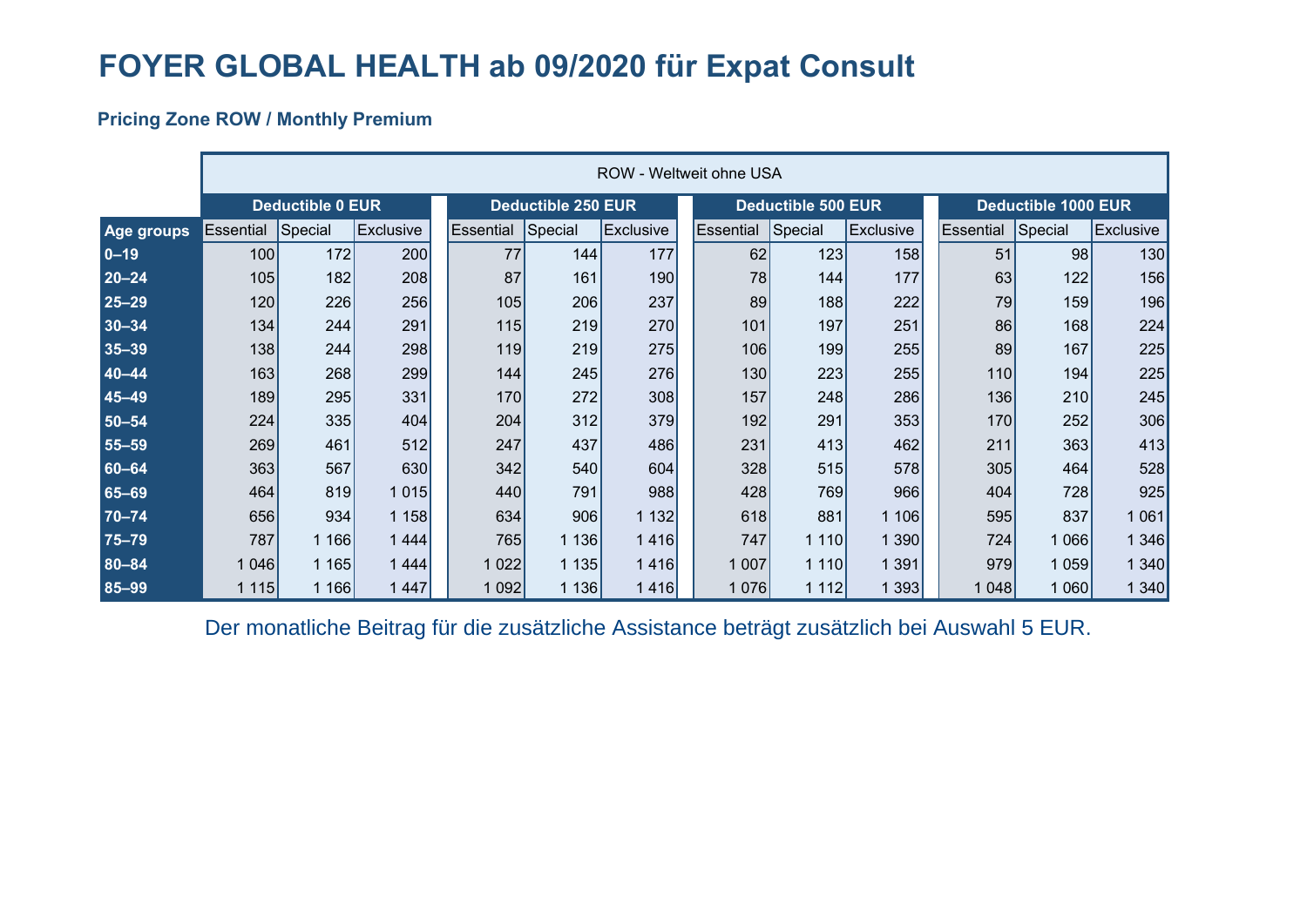# FOYER GLOBAL HEALTH ab 09/2020 für Expat Consult

**Pricing Zone ROW / Monthly Premium**

| | ROW - Weltweit ohne USA | | | | | | | | | | | |
|---|---|---|---|---|---|---|---|---|---|---|---|---|
| | **Deductible 0 EUR** | | | **Deductible 250 EUR** | | | **Deductible 500 EUR** | | | **Deductible 1000 EUR** | | |
| **Age groups** | Essential | Special | Exclusive | Essential | Special | Exclusive | Essential | Special | Exclusive | Essential | Special | Exclusive |
| **0–19** | 100 | 172 | 200 | 77 | 144 | 177 | 62 | 123 | 158 | 51 | 98 | 130 |
| **20–24** | 105 | 182 | 208 | 87 | 161 | 190 | 78 | 144 | 177 | 63 | 122 | 156 |
| **25–29** | 120 | 226 | 256 | 105 | 206 | 237 | 89 | 188 | 222 | 79 | 159 | 196 |
| **30–34** | 134 | 244 | 291 | 115 | 219 | 270 | 101 | 197 | 251 | 86 | 168 | 224 |
| **35–39** | 138 | 244 | 298 | 119 | 219 | 275 | 106 | 199 | 255 | 89 | 167 | 225 |
| **40–44** | 163 | 268 | 299 | 144 | 245 | 276 | 130 | 223 | 255 | 110 | 194 | 225 |
| **45–49** | 189 | 295 | 331 | 170 | 272 | 308 | 157 | 248 | 286 | 136 | 210 | 245 |
| **50–54** | 224 | 335 | 404 | 204 | 312 | 379 | 192 | 291 | 353 | 170 | 252 | 306 |
| **55–59** | 269 | 461 | 512 | 247 | 437 | 486 | 231 | 413 | 462 | 211 | 363 | 413 |
| **60–64** | 363 | 567 | 630 | 342 | 540 | 604 | 328 | 515 | 578 | 305 | 464 | 528 |
| **65–69** | 464 | 819 | 1 015 | 440 | 791 | 988 | 428 | 769 | 966 | 404 | 728 | 925 |
| **70–74** | 656 | 934 | 1 158 | 634 | 906 | 1 132 | 618 | 881 | 1 106 | 595 | 837 | 1 061 |
| **75–79** | 787 | 1 166 | 1 444 | 765 | 1 136 | 1 416 | 747 | 1 110 | 1 390 | 724 | 1 066 | 1 346 |
| **80–84** | 1 046 | 1 165 | 1 444 | 1 022 | 1 135 | 1 416 | 1 007 | 1 110 | 1 391 | 979 | 1 059 | 1 340 |
| **85–99** | 1 115 | 1 166 | 1 447 | 1 092 | 1 136 | 1 416 | 1 076 | 1 112 | 1 393 | 1 048 | 1 060 | 1 340 |

Der monatliche Beitrag für die zusätzliche Assistance beträgt zusätzlich bei Auswahl 5 EUR.